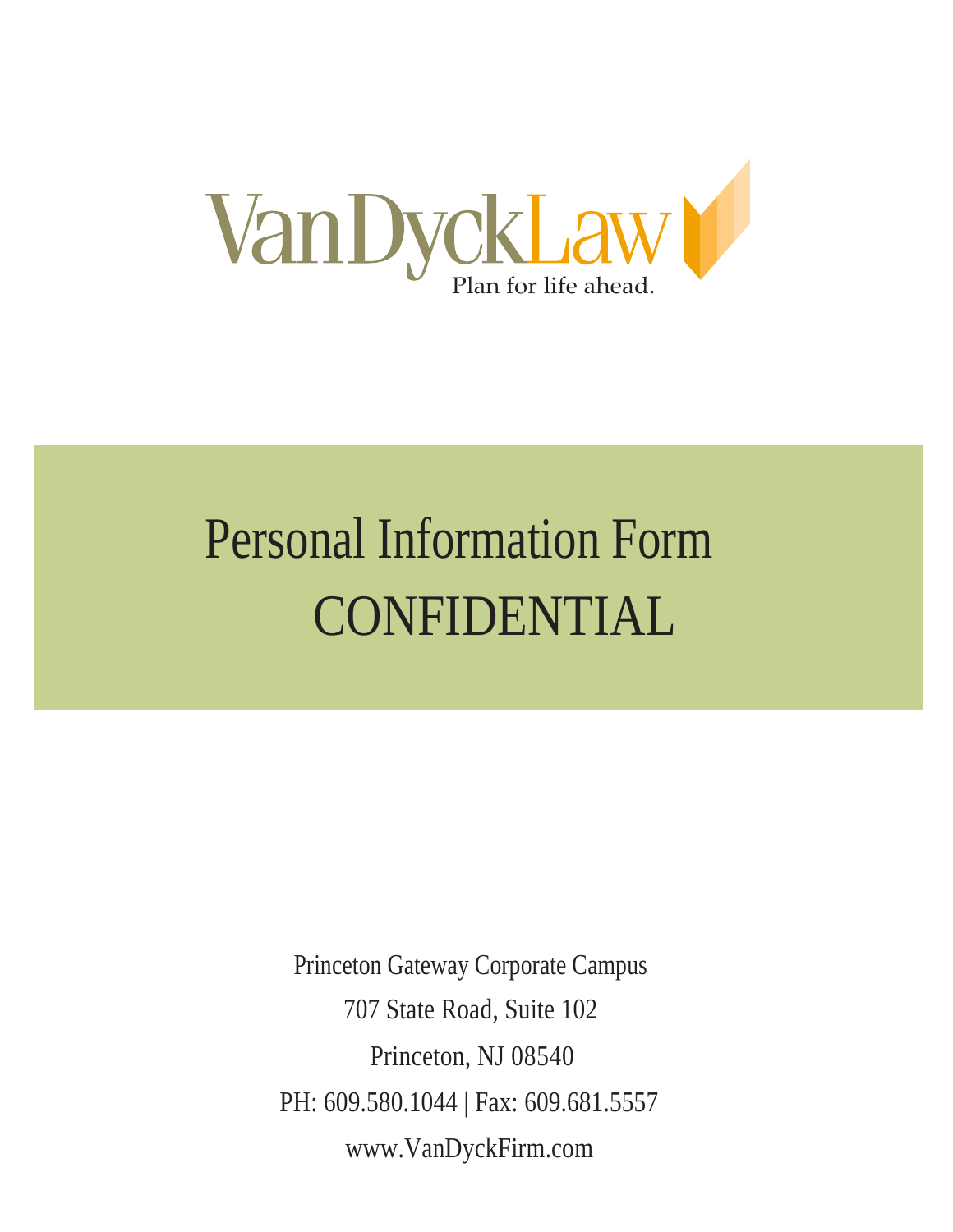VanDyckLaw

Plan for life ahead.

# Personal Information Form

# CONFIDENTIAL

Princeton Gateway Corporate Campus

707 State Road, Suite 102

Princeton, NJ 08540

PH: 609.580.1044 | Fax: 609.681.5557

www.VanDyckFirm.com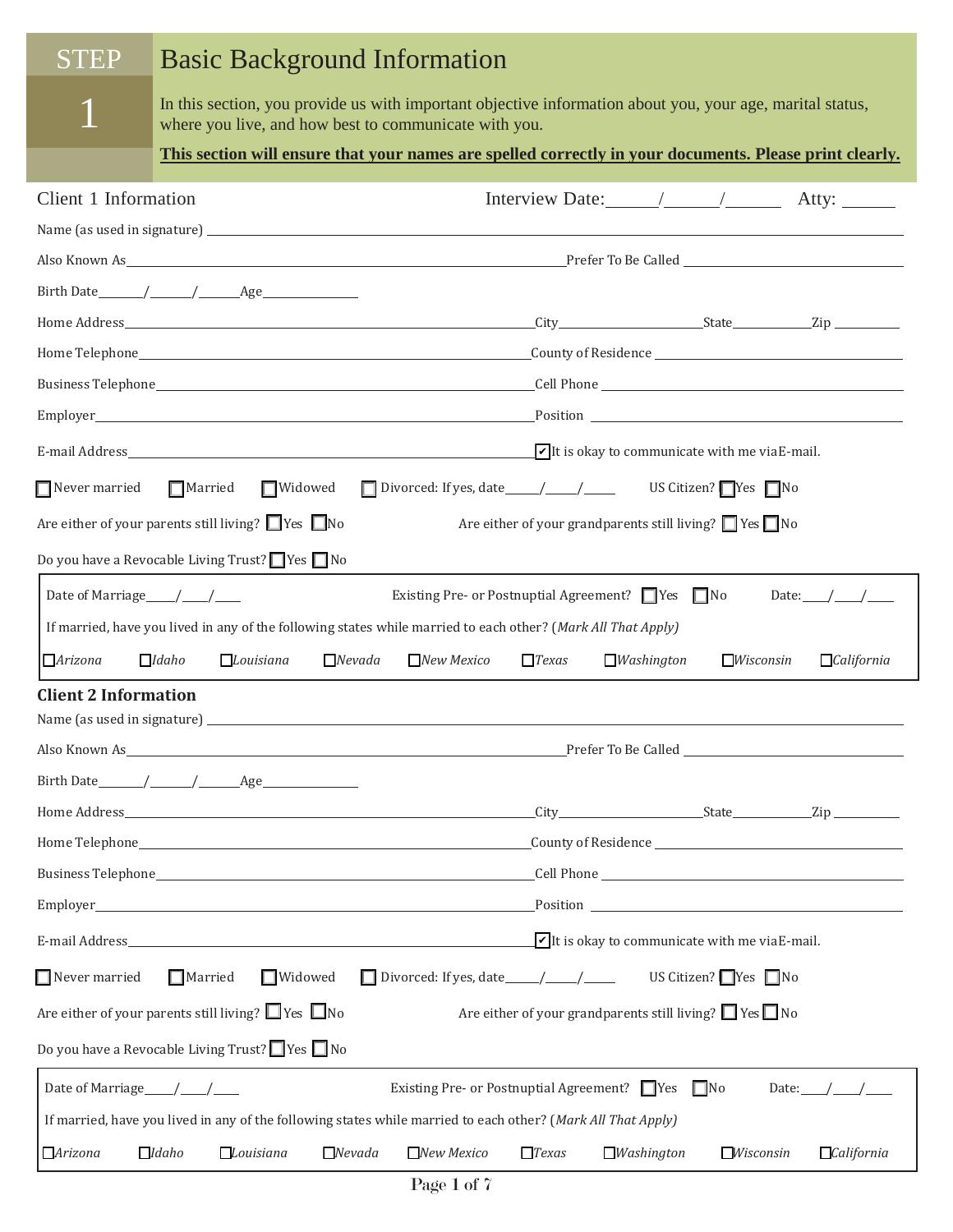# STEP 1 Basic Background Information

In this section, you provide us with important objective information about you, your age, marital status, where you live, and how best to communicate with you.

**This section will ensure that your names are spelled correctly in your documents. Please print clearly.**

## Client 1 Information

Interview Date:\_\_\_\_\_\_/\_\_\_\_\_\_/\_\_\_\_\_\_ Atty: \_\_\_\_\_\_

Name (as used in signature) \_\_\_\_\_\_\_\_\_\_\_\_\_\_\_\_\_\_\_\_\_\_\_\_\_\_\_\_\_\_\_\_\_\_\_\_\_\_\_\_

Also Known As\_\_\_\_\_\_\_\_\_\_\_\_\_\_\_\_\_\_\_\_\_\_\_\_\_\_ Prefer To Be Called \_\_\_\_\_\_\_\_\_\_\_\_\_\_\_\_\_\_\_\_

Birth Date\_\_\_\_\_\_/\_\_\_\_\_\_/\_\_\_\_\_\_Age\_\_\_\_\_\_\_\_\_\_\_\_

Home Address\_\_\_\_\_\_\_\_\_\_\_\_\_\_\_\_\_\_\_\_\_\_\_\_\_\_ City\_\_\_\_\_\_\_\_\_\_\_\_\_\_\_\_State\_\_\_\_\_\_\_\_Zip \_\_\_\_\_\_\_\_

Home Telephone\_\_\_\_\_\_\_\_\_\_\_\_\_\_\_\_\_\_\_\_\_\_\_\_\_\_ County of Residence \_\_\_\_\_\_\_\_\_\_\_\_\_\_\_\_\_\_\_\_

Business Telephone\_\_\_\_\_\_\_\_\_\_\_\_\_\_\_\_\_\_\_\_\_\_\_\_\_\_ Cell Phone \_\_\_\_\_\_\_\_\_\_\_\_\_\_\_\_\_\_\_\_

Employer\_\_\_\_\_\_\_\_\_\_\_\_\_\_\_\_\_\_\_\_\_\_\_\_\_\_ Position \_\_\_\_\_\_\_\_\_\_\_\_\_\_\_\_\_\_\_\_

E-mail Address\_\_\_\_\_\_\_\_\_\_\_\_\_\_\_\_\_\_\_\_\_\_\_\_\_\_ ☑ It is okay to communicate with me via E-mail.

☐ Never married ☐ Married ☐ Widowed ☐ Divorced: If yes, date\_\_\_\_\_/\_\_\_\_\_/\_\_\_\_\_ US Citizen? ☐ Yes ☐ No

Are either of your parents still living? ☐ Yes ☐ No Are either of your grandparents still living? ☐ Yes ☐ No

Do you have a Revocable Living Trust? ☐ Yes ☐ No

Date of Marriage\_\_\_\_\_/\_\_\_\_/\_\_\_\_ Existing Pre- or Postnuptial Agreement? ☐ Yes ☐ No Date:\_\_\_\_/\_\_\_\_/\_\_\_\_

If married, have you lived in any of the following states while married to each other? (*Mark All That Apply*)

☐ *Arizona* ☐ *Idaho* ☐ *Louisiana* ☐ *Nevada* ☐ *New Mexico* ☐ *Texas* ☐ *Washington* ☐ *Wisconsin* ☐ *California*

## Client 2 Information

Name (as used in signature) \_\_\_\_\_\_\_\_\_\_\_\_\_\_\_\_\_\_\_\_\_\_\_\_\_\_\_\_\_\_\_\_\_\_\_\_\_\_\_\_

Also Known As\_\_\_\_\_\_\_\_\_\_\_\_\_\_\_\_\_\_\_\_\_\_\_\_\_\_ Prefer To Be Called \_\_\_\_\_\_\_\_\_\_\_\_\_\_\_\_\_\_\_\_

Birth Date\_\_\_\_\_\_/\_\_\_\_\_\_/\_\_\_\_\_\_Age\_\_\_\_\_\_\_\_\_\_\_\_

Home Address\_\_\_\_\_\_\_\_\_\_\_\_\_\_\_\_\_\_\_\_\_\_\_\_\_\_ City\_\_\_\_\_\_\_\_\_\_\_\_\_\_\_\_State\_\_\_\_\_\_\_\_Zip \_\_\_\_\_\_\_\_

Home Telephone\_\_\_\_\_\_\_\_\_\_\_\_\_\_\_\_\_\_\_\_\_\_\_\_\_\_ County of Residence \_\_\_\_\_\_\_\_\_\_\_\_\_\_\_\_\_\_\_\_

Business Telephone\_\_\_\_\_\_\_\_\_\_\_\_\_\_\_\_\_\_\_\_\_\_\_\_\_\_ Cell Phone \_\_\_\_\_\_\_\_\_\_\_\_\_\_\_\_\_\_\_\_

Employer\_\_\_\_\_\_\_\_\_\_\_\_\_\_\_\_\_\_\_\_\_\_\_\_\_\_ Position \_\_\_\_\_\_\_\_\_\_\_\_\_\_\_\_\_\_\_\_

E-mail Address\_\_\_\_\_\_\_\_\_\_\_\_\_\_\_\_\_\_\_\_\_\_\_\_\_\_ ☑ It is okay to communicate with me via E-mail.

☐ Never married ☐ Married ☐ Widowed ☐ Divorced: If yes, date\_\_\_\_\_/\_\_\_\_\_/\_\_\_\_\_ US Citizen? ☐ Yes ☐ No

Are either of your parents still living? ☐ Yes ☐ No Are either of your grandparents still living? ☐ Yes ☐ No

Do you have a Revocable Living Trust? ☐ Yes ☐ No

Date of Marriage\_\_\_\_\_/\_\_\_\_/\_\_\_\_ Existing Pre- or Postnuptial Agreement? ☐ Yes ☐ No Date:\_\_\_\_/\_\_\_\_/\_\_\_\_

If married, have you lived in any of the following states while married to each other? (*Mark All That Apply*)

☐ *Arizona* ☐ *Idaho* ☐ *Louisiana* ☐ *Nevada* ☐ *New Mexico* ☐ *Texas* ☐ *Washington* ☐ *Wisconsin* ☐ *California*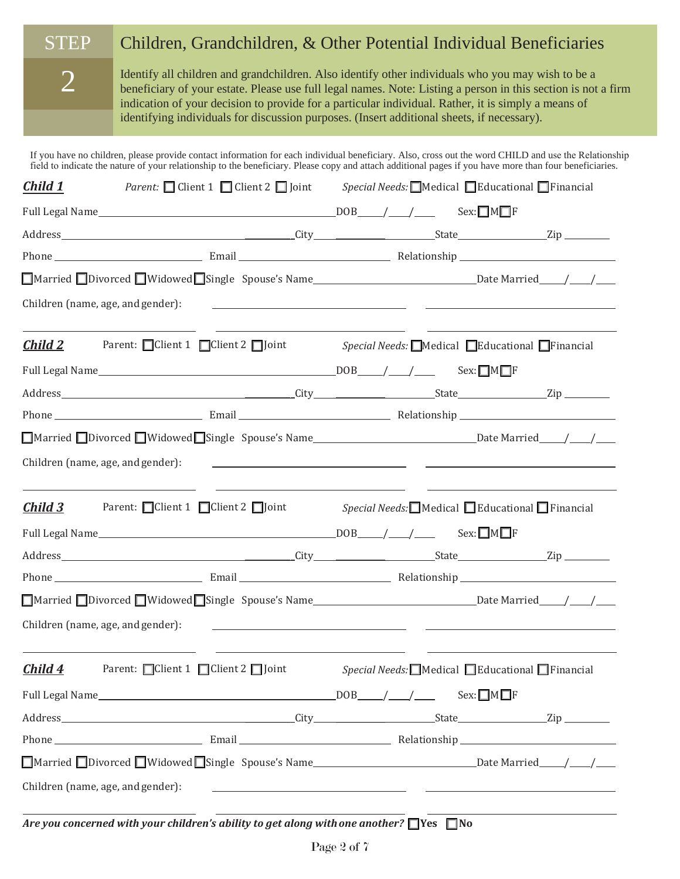## STEP 2

# Children, Grandchildren, & Other Potential Individual Beneficiaries

Identify all children and grandchildren. Also identify other individuals who you may wish to be a beneficiary of your estate. Please use full legal names. Note: Listing a person in this section is not a firm indication of your decision to provide for a particular individual. Rather, it is simply a means of identifying individuals for discussion purposes. (Insert additional sheets, if necessary).

If you have no children, please provide contact information for each individual beneficiary. Also, cross out the word CHILD and use the Relationship field to indicate the nature of your relationship to the beneficiary. Please copy and attach additional pages if you have more than four beneficiaries.

***Child 1*** *Parent:* ☐ Client 1 ☐ Client 2 ☐ Joint *Special Needs:* ☐ Medical ☐ Educational ☐ Financial

Full Legal Name\_\_\_\_\_\_\_\_\_\_\_\_\_\_\_\_\_\_\_\_ DOB\_\_\_\_/\_\_\_\_/\_\_\_\_ Sex: ☐ M ☐ F

Address\_\_\_\_\_\_\_\_\_\_\_\_\_\_\_\_\_\_\_\_ City\_\_\_\_\_\_\_\_\_\_ State\_\_\_\_\_\_\_\_ Zip \_\_\_\_\_\_

Phone \_\_\_\_\_\_\_\_\_\_\_\_\_\_\_ Email \_\_\_\_\_\_\_\_\_\_\_\_\_\_\_ Relationship \_\_\_\_\_\_\_\_\_\_\_\_\_\_\_

☐ Married ☐ Divorced ☐ Widowed ☐ Single Spouse's Name\_\_\_\_\_\_\_\_\_\_\_\_\_\_\_ Date Married\_\_\_\_/\_\_\_\_/\_\_\_\_

Children (name, age, and gender): \_\_\_\_\_\_\_\_\_\_\_\_\_\_\_ \_\_\_\_\_\_\_\_\_\_\_\_\_\_\_

\_\_\_\_\_\_\_\_\_\_\_\_\_\_\_ \_\_\_\_\_\_\_\_\_\_\_\_\_\_\_ \_\_\_\_\_\_\_\_\_\_\_\_\_\_\_

***Child 2*** Parent: ☐ Client 1 ☐ Client 2 ☐ Joint *Special Needs:* ☐ Medical ☐ Educational ☐ Financial

Full Legal Name\_\_\_\_\_\_\_\_\_\_\_\_\_\_\_\_\_\_\_\_ DOB\_\_\_\_/\_\_\_\_/\_\_\_\_ Sex: ☐ M ☐ F

Address\_\_\_\_\_\_\_\_\_\_\_\_\_\_\_\_\_\_\_\_ City\_\_\_\_\_\_\_\_\_\_ State\_\_\_\_\_\_\_\_ Zip \_\_\_\_\_\_

Phone \_\_\_\_\_\_\_\_\_\_\_\_\_\_\_ Email \_\_\_\_\_\_\_\_\_\_\_\_\_\_\_ Relationship \_\_\_\_\_\_\_\_\_\_\_\_\_\_\_

☐ Married ☐ Divorced ☐ Widowed ☐ Single Spouse's Name\_\_\_\_\_\_\_\_\_\_\_\_\_\_\_ Date Married\_\_\_\_/\_\_\_\_/\_\_\_\_

Children (name, age, and gender): \_\_\_\_\_\_\_\_\_\_\_\_\_\_\_ \_\_\_\_\_\_\_\_\_\_\_\_\_\_\_

\_\_\_\_\_\_\_\_\_\_\_\_\_\_\_ \_\_\_\_\_\_\_\_\_\_\_\_\_\_\_ \_\_\_\_\_\_\_\_\_\_\_\_\_\_\_

***Child 3*** Parent: ☐ Client 1 ☐ Client 2 ☐ Joint *Special Needs:* ☐ Medical ☐ Educational ☐ Financial

Full Legal Name\_\_\_\_\_\_\_\_\_\_\_\_\_\_\_\_\_\_\_\_ DOB\_\_\_\_/\_\_\_\_/\_\_\_\_ Sex: ☐ M ☐ F

Address\_\_\_\_\_\_\_\_\_\_\_\_\_\_\_\_\_\_\_\_ City\_\_\_\_\_\_\_\_\_\_ State\_\_\_\_\_\_\_\_ Zip \_\_\_\_\_\_

Phone \_\_\_\_\_\_\_\_\_\_\_\_\_\_\_ Email \_\_\_\_\_\_\_\_\_\_\_\_\_\_\_ Relationship \_\_\_\_\_\_\_\_\_\_\_\_\_\_\_

☐ Married ☐ Divorced ☐ Widowed ☐ Single Spouse's Name\_\_\_\_\_\_\_\_\_\_\_\_\_\_\_ Date Married\_\_\_\_/\_\_\_\_/\_\_\_\_

Children (name, age, and gender): \_\_\_\_\_\_\_\_\_\_\_\_\_\_\_ \_\_\_\_\_\_\_\_\_\_\_\_\_\_\_

\_\_\_\_\_\_\_\_\_\_\_\_\_\_\_ \_\_\_\_\_\_\_\_\_\_\_\_\_\_\_ \_\_\_\_\_\_\_\_\_\_\_\_\_\_\_

***Child 4*** Parent: ☐ Client 1 ☐ Client 2 ☐ Joint *Special Needs:* ☐ Medical ☐ Educational ☐ Financial

Full Legal Name\_\_\_\_\_\_\_\_\_\_\_\_\_\_\_\_\_\_\_\_ DOB\_\_\_\_/\_\_\_\_/\_\_\_\_ Sex: ☐ M ☐ F

Address\_\_\_\_\_\_\_\_\_\_\_\_\_\_\_\_\_\_\_\_ City\_\_\_\_\_\_\_\_\_\_ State\_\_\_\_\_\_\_\_ Zip \_\_\_\_\_\_

Phone \_\_\_\_\_\_\_\_\_\_\_\_\_\_\_ Email \_\_\_\_\_\_\_\_\_\_\_\_\_\_\_ Relationship \_\_\_\_\_\_\_\_\_\_\_\_\_\_\_

☐ Married ☐ Divorced ☐ Widowed ☐ Single Spouse's Name\_\_\_\_\_\_\_\_\_\_\_\_\_\_\_ Date Married\_\_\_\_/\_\_\_\_/\_\_\_\_

Children (name, age, and gender): \_\_\_\_\_\_\_\_\_\_\_\_\_\_\_ \_\_\_\_\_\_\_\_\_\_\_\_\_\_\_

\_\_\_\_\_\_\_\_\_\_\_\_\_\_\_ \_\_\_\_\_\_\_\_\_\_\_\_\_\_\_ \_\_\_\_\_\_\_\_\_\_\_\_\_\_\_

***Are you concerned with your children's ability to get along with one another?*** ☐ **Yes** ☐ **No**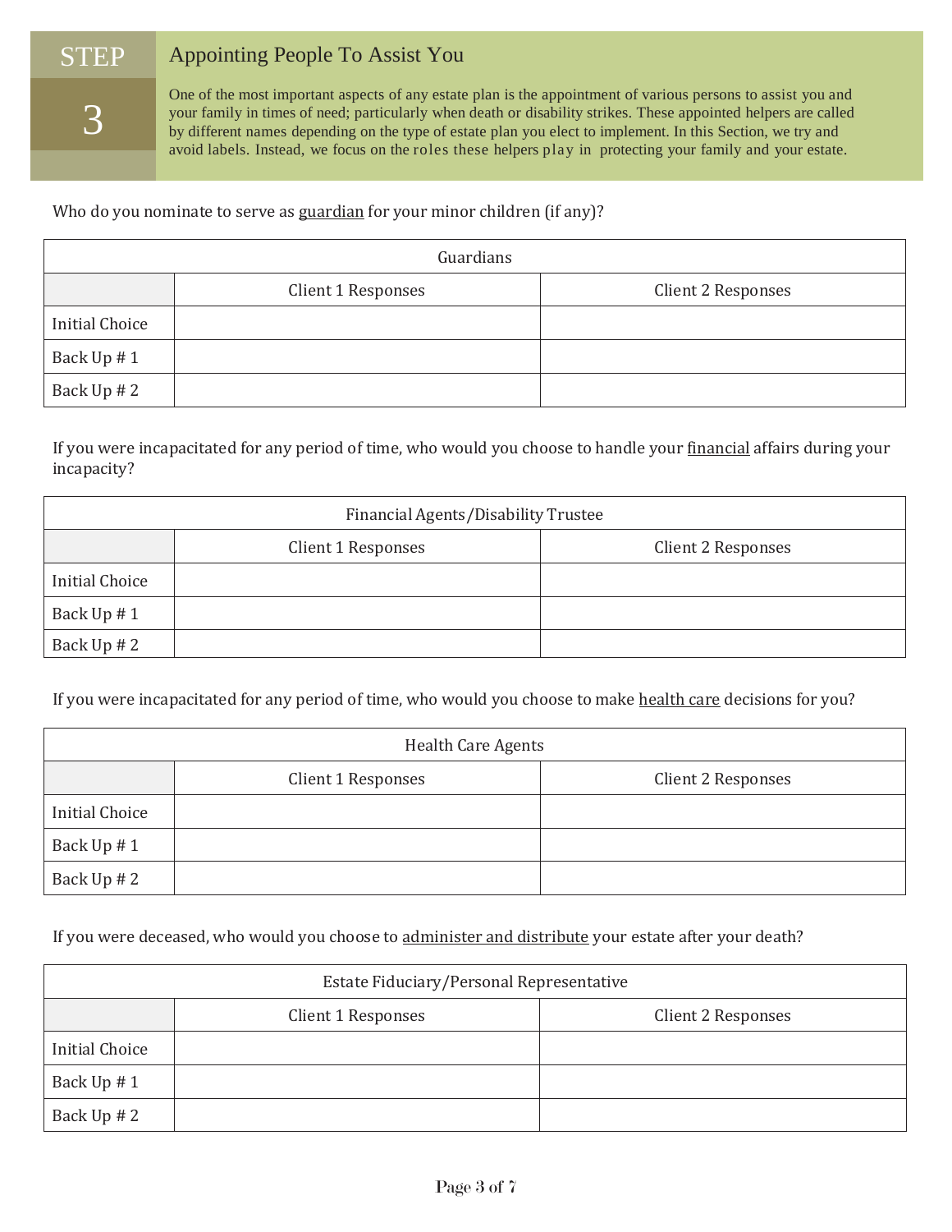# STEP 3

## Appointing People To Assist You

One of the most important aspects of any estate plan is the appointment of various persons to assist you and your family in times of need; particularly when death or disability strikes. These appointed helpers are called by different names depending on the type of estate plan you elect to implement. In this Section, we try and avoid labels. Instead, we focus on the roles these helpers play in protecting your family and your estate.

Who do you nominate to serve as guardian for your minor children (if any)?

| Guardians | | |
|---|---|---|
| | Client 1 Responses | Client 2 Responses |
| Initial Choice | | |
| Back Up # 1 | | |
| Back Up # 2 | | |

If you were incapacitated for any period of time, who would you choose to handle your financial affairs during your incapacity?

| Financial Agents/Disability Trustee | | |
|---|---|---|
| | Client 1 Responses | Client 2 Responses |
| Initial Choice | | |
| Back Up # 1 | | |
| Back Up # 2 | | |

If you were incapacitated for any period of time, who would you choose to make health care decisions for you?

| Health Care Agents | | |
|---|---|---|
| | Client 1 Responses | Client 2 Responses |
| Initial Choice | | |
| Back Up # 1 | | |
| Back Up # 2 | | |

If you were deceased, who would you choose to administer and distribute your estate after your death?

| Estate Fiduciary/Personal Representative | | |
|---|---|---|
| | Client 1 Responses | Client 2 Responses |
| Initial Choice | | |
| Back Up # 1 | | |
| Back Up # 2 | | |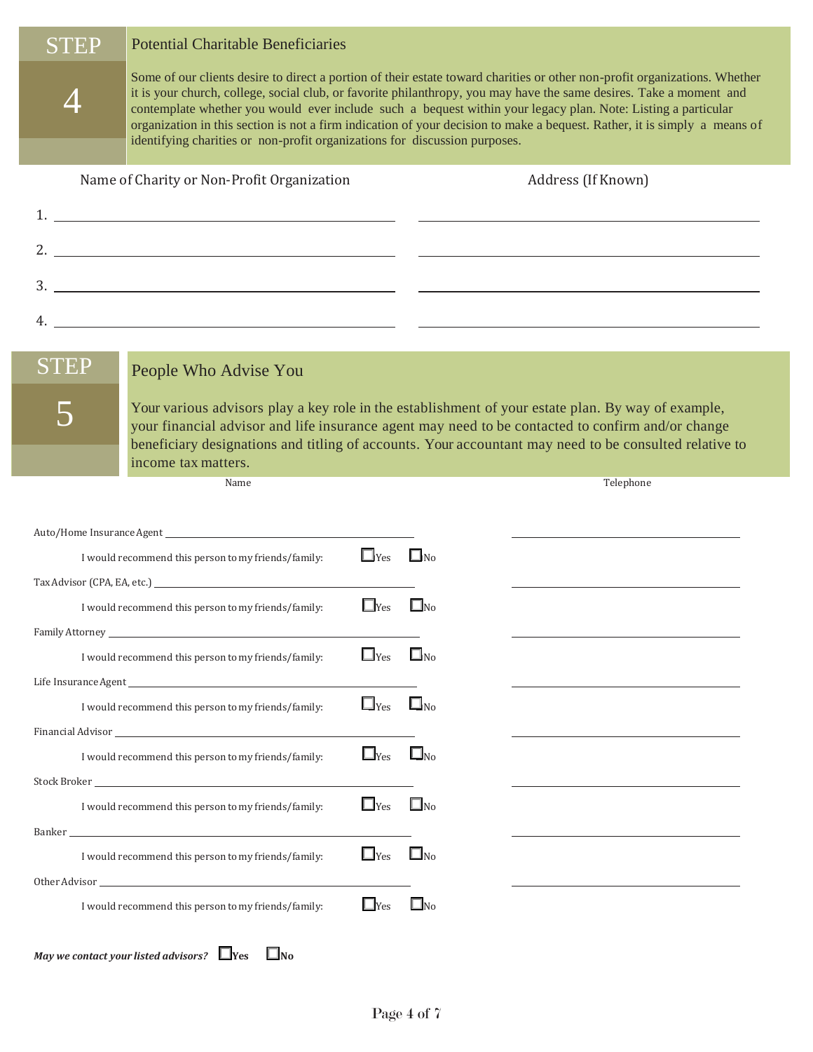## STEP 4

### Potential Charitable Beneficiaries

Some of our clients desire to direct a portion of their estate toward charities or other non-profit organizations. Whether it is your church, college, social club, or favorite philanthropy, you may have the same desires. Take a moment and contemplate whether you would ever include such a bequest within your legacy plan. Note: Listing a particular organization in this section is not a firm indication of your decision to make a bequest. Rather, it is simply a means of identifying charities or non-profit organizations for discussion purposes.

| | Name of Charity or Non-Profit Organization | Address (If Known) |
|---|---|---|
| 1. | | |
| 2. | | |
| 3. | | |
| 4. | | |

## STEP 5

### People Who Advise You

Your various advisors play a key role in the establishment of your estate plan. By way of example, your financial advisor and life insurance agent may need to be contacted to confirm and/or change beneficiary designations and titling of accounts. Your accountant may need to be consulted relative to income tax matters.

| | Name | Telephone |
|---|---|---|
| Auto/Home Insurance Agent | | |
| I would recommend this person to my friends/family: | ☐ Yes ☐ No | |
| Tax Advisor (CPA, EA, etc.) | | |
| I would recommend this person to my friends/family: | ☐ Yes ☐ No | |
| Family Attorney | | |
| I would recommend this person to my friends/family: | ☐ Yes ☐ No | |
| Life Insurance Agent | | |
| I would recommend this person to my friends/family: | ☐ Yes ☐ No | |
| Financial Advisor | | |
| I would recommend this person to my friends/family: | ☐ Yes ☐ No | |
| Stock Broker | | |
| I would recommend this person to my friends/family: | ☐ Yes ☐ No | |
| Banker | | |
| I would recommend this person to my friends/family: | ☐ Yes ☐ No | |
| Other Advisor | | |
| I would recommend this person to my friends/family: | ☐ Yes ☐ No | |

***May we contact your listed advisors?*** ☐ **Yes** ☐ **No**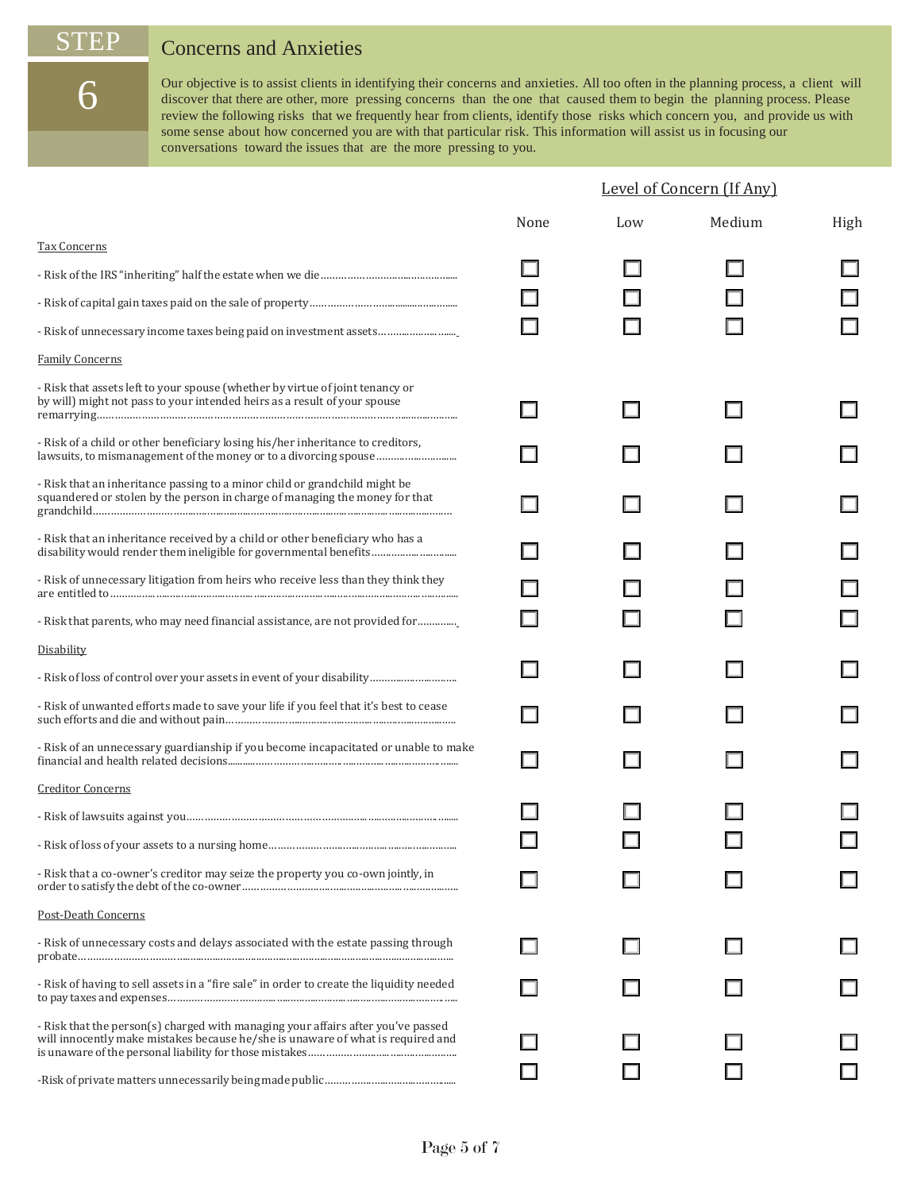## STEP 6

## Concerns and Anxieties

Our objective is to assist clients in identifying their concerns and anxieties. All too often in the planning process, a client will discover that there are other, more pressing concerns than the one that caused them to begin the planning process. Please review the following risks that we frequently hear from clients, identify those risks which concern you, and provide us with some sense about how concerned you are with that particular risk. This information will assist us in focusing our conversations toward the issues that are the more pressing to you.

| | Level of Concern (If Any) | | | |
|---|---|---|---|---|
| | None | Low | Medium | High |
| **Tax Concerns** | | | | |
| - Risk of the IRS "inheriting" half the estate when we die | ☐ | ☐ | ☐ | ☐ |
| - Risk of capital gain taxes paid on the sale of property | ☐ | ☐ | ☐ | ☐ |
| - Risk of unnecessary income taxes being paid on investment assets | ☐ | ☐ | ☐ | ☐ |
| **Family Concerns** | | | | |
| - Risk that assets left to your spouse (whether by virtue of joint tenancy or by will) might not pass to your intended heirs as a result of your spouse remarrying | ☐ | ☐ | ☐ | ☐ |
| - Risk of a child or other beneficiary losing his/her inheritance to creditors, lawsuits, to mismanagement of the money or to a divorcing spouse | ☐ | ☐ | ☐ | ☐ |
| - Risk that an inheritance passing to a minor child or grandchild might be squandered or stolen by the person in charge of managing the money for that grandchild | ☐ | ☐ | ☐ | ☐ |
| - Risk that an inheritance received by a child or other beneficiary who has a disability would render them ineligible for governmental benefits | ☐ | ☐ | ☐ | ☐ |
| - Risk of unnecessary litigation from heirs who receive less than they think they are entitled to | ☐ | ☐ | ☐ | ☐ |
| - Risk that parents, who may need financial assistance, are not provided for | ☐ | ☐ | ☐ | ☐ |
| **Disability** | | | | |
| - Risk of loss of control over your assets in event of your disability | ☐ | ☐ | ☐ | ☐ |
| - Risk of unwanted efforts made to save your life if you feel that it's best to cease such efforts and die and without pain | ☐ | ☐ | ☐ | ☐ |
| - Risk of an unnecessary guardianship if you become incapacitated or unable to make financial and health related decisions | ☐ | ☐ | ☐ | ☐ |
| **Creditor Concerns** | | | | |
| - Risk of lawsuits against you | ☐ | ☐ | ☐ | ☐ |
| - Risk of loss of your assets to a nursing home | ☐ | ☐ | ☐ | ☐ |
| - Risk that a co-owner's creditor may seize the property you co-own jointly, in order to satisfy the debt of the co-owner | ☐ | ☐ | ☐ | ☐ |
| **Post-Death Concerns** | | | | |
| - Risk of unnecessary costs and delays associated with the estate passing through probate | ☐ | ☐ | ☐ | ☐ |
| - Risk of having to sell assets in a "fire sale" in order to create the liquidity needed to pay taxes and expenses | ☐ | ☐ | ☐ | ☐ |
| - Risk that the person(s) charged with managing your affairs after you've passed will innocently make mistakes because he/she is unaware of what is required and is unaware of the personal liability for those mistakes | ☐ | ☐ | ☐ | ☐ |
| -Risk of private matters unnecessarily being made public | ☐ | ☐ | ☐ | ☐ |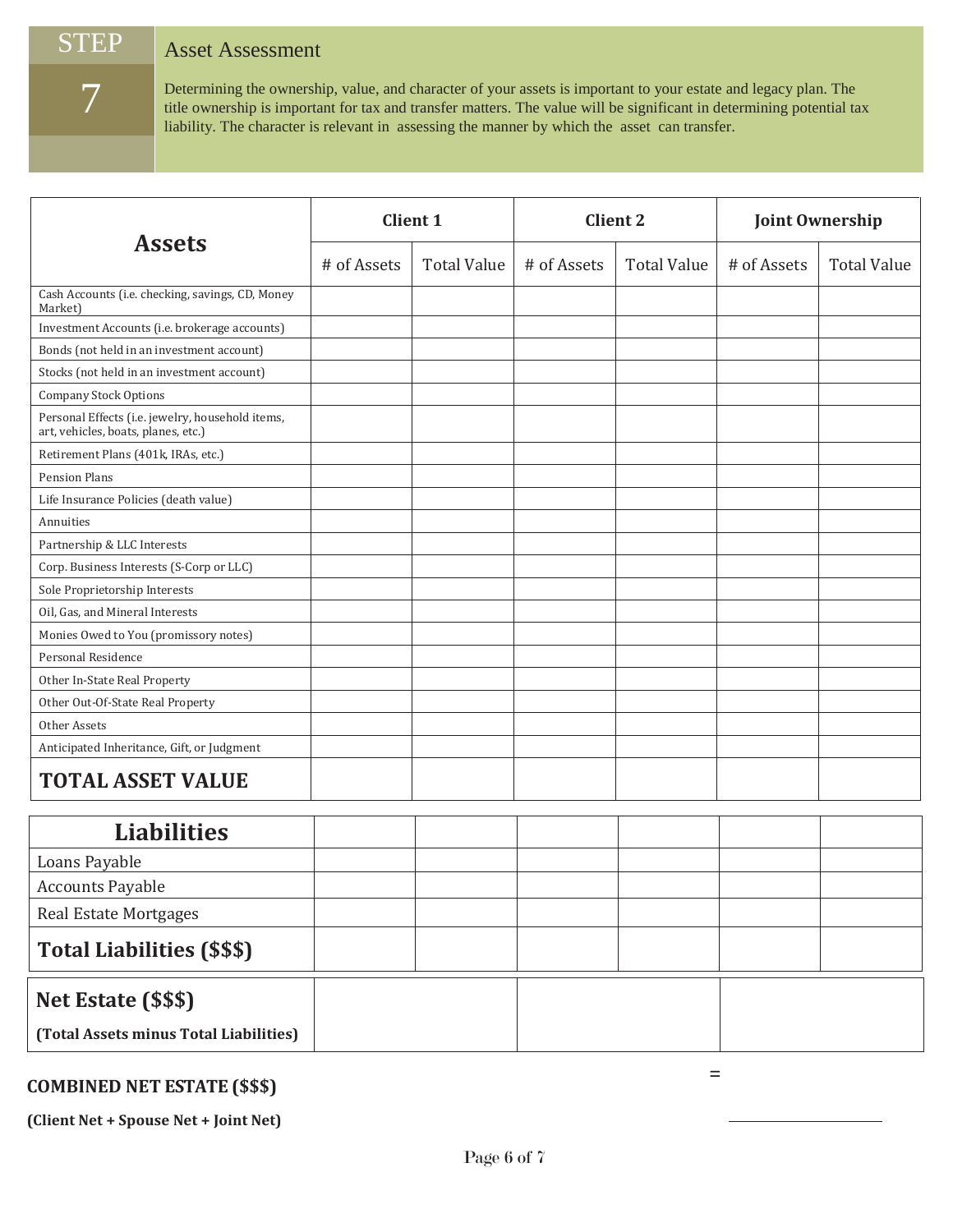# STEP 7

## Asset Assessment

Determining the ownership, value, and character of your assets is important to your estate and legacy plan. The title ownership is important for tax and transfer matters. The value will be significant in determining potential tax liability. The character is relevant in assessing the manner by which the asset can transfer.

| Assets | Client 1 | | Client 2 | | Joint Ownership | |
|---|---|---|---|---|---|---|
| | # of Assets | Total Value | # of Assets | Total Value | # of Assets | Total Value |
| Cash Accounts (i.e. checking, savings, CD, Money Market) | | | | | | |
| Investment Accounts (i.e. brokerage accounts) | | | | | | |
| Bonds (not held in an investment account) | | | | | | |
| Stocks (not held in an investment account) | | | | | | |
| Company Stock Options | | | | | | |
| Personal Effects (i.e. jewelry, household items, art, vehicles, boats, planes, etc.) | | | | | | |
| Retirement Plans (401k, IRAs, etc.) | | | | | | |
| Pension Plans | | | | | | |
| Life Insurance Policies (death value) | | | | | | |
| Annuities | | | | | | |
| Partnership & LLC Interests | | | | | | |
| Corp. Business Interests (S-Corp or LLC) | | | | | | |
| Sole Proprietorship Interests | | | | | | |
| Oil, Gas, and Mineral Interests | | | | | | |
| Monies Owed to You (promissory notes) | | | | | | |
| Personal Residence | | | | | | |
| Other In-State Real Property | | | | | | |
| Other Out-Of-State Real Property | | | | | | |
| Other Assets | | | | | | |
| Anticipated Inheritance, Gift, or Judgment | | | | | | |
| **TOTAL ASSET VALUE** | | | | | | |

| Liabilities | | | | | | |
|---|---|---|---|---|---|---|
| Loans Payable | | | | | | |
| Accounts Payable | | | | | | |
| Real Estate Mortgages | | | | | | |
| **Total Liabilities ($$$)** | | | | | | |

| **Net Estate ($$$)** **(Total Assets minus Total Liabilities)** | | | |
|---|---|---|---|

**COMBINED NET ESTATE ($$$)**

**(Client Net + Spouse Net + Joint Net)** = ____________________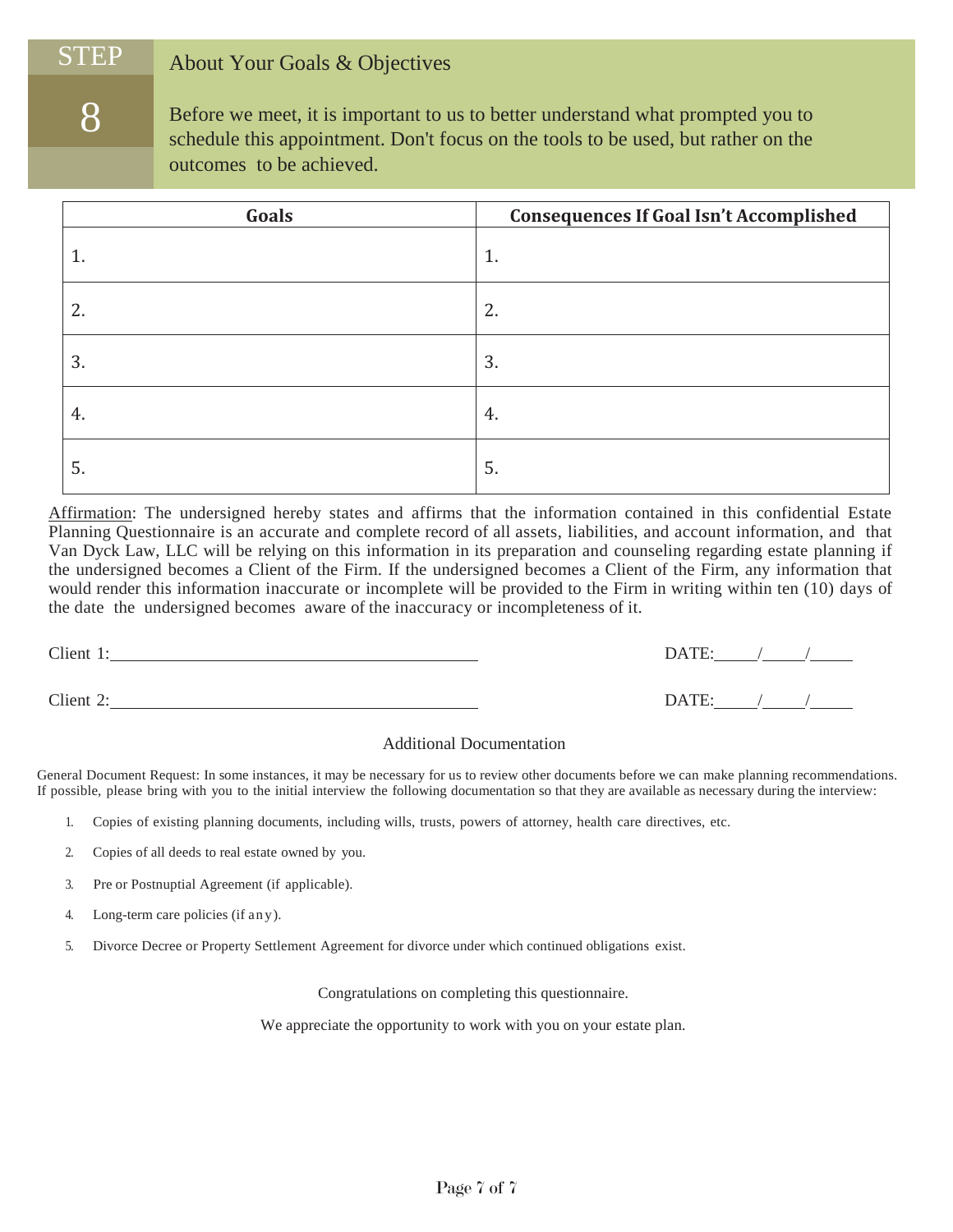## STEP 8

### About Your Goals & Objectives

Before we meet, it is important to us to better understand what prompted you to schedule this appointment. Don't focus on the tools to be used, but rather on the outcomes to be achieved.

| Goals | Consequences If Goal Isn't Accomplished |
| --- | --- |
| 1. | 1. |
| 2. | 2. |
| 3. | 3. |
| 4. | 4. |
| 5. | 5. |

Affirmation: The undersigned hereby states and affirms that the information contained in this confidential Estate Planning Questionnaire is an accurate and complete record of all assets, liabilities, and account information, and that Van Dyck Law, LLC will be relying on this information in its preparation and counseling regarding estate planning if the undersigned becomes a Client of the Firm. If the undersigned becomes a Client of the Firm, any information that would render this information inaccurate or incomplete will be provided to the Firm in writing within ten (10) days of the date the undersigned becomes aware of the inaccuracy or incompleteness of it.

Client 1:_______________________________________ DATE:____/____/____

Client 2:_______________________________________ DATE:____/____/____

Additional Documentation

General Document Request: In some instances, it may be necessary for us to review other documents before we can make planning recommendations. If possible, please bring with you to the initial interview the following documentation so that they are available as necessary during the interview:

1. Copies of existing planning documents, including wills, trusts, powers of attorney, health care directives, etc.
2. Copies of all deeds to real estate owned by you.
3. Pre or Postnuptial Agreement (if applicable).
4. Long-term care policies (if any).
5. Divorce Decree or Property Settlement Agreement for divorce under which continued obligations exist.

Congratulations on completing this questionnaire.

We appreciate the opportunity to work with you on your estate plan.